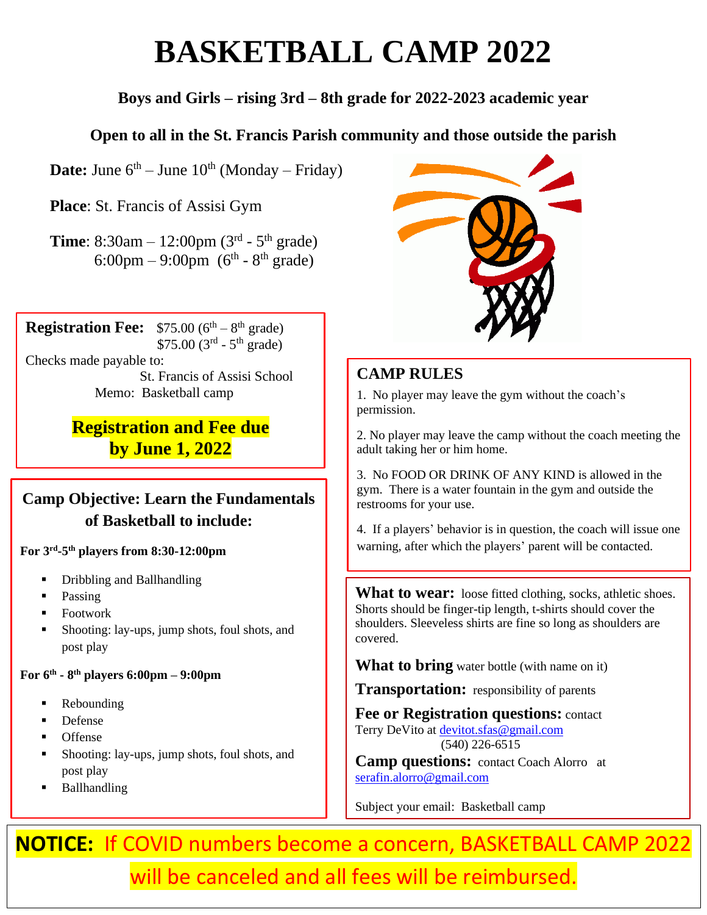# BASKETBALL CAMP 2022

**Boys and Girls – rising 3rd – 8th grade for 2022-2023 academic year**

**Open to all in the St. Francis Parish community and those outside the parish**

**Date:** June 6th – June 10th (Monday – Friday)

**Place**: St. Francis of Assisi Gym

**Time**: 8:30am – 12:00pm (3rd - 5th grade)
6:00pm – 9:00pm (6th - 8th grade)

**Registration Fee:** $75.00 (6th – 8th grade)
$75.00 (3rd - 5th grade)

Checks made payable to:
St. Francis of Assisi School
Memo: Basketball camp

**Registration and Fee due by June 1, 2022**

## Camp Objective: Learn the Fundamentals of Basketball to include:

**For 3rd-5th players from 8:30-12:00pm**

- Dribbling and Ballhandling
- Passing
- Footwork
- Shooting: lay-ups, jump shots, foul shots, and post play

**For 6th - 8th players 6:00pm – 9:00pm**

- Rebounding
- Defense
- Offense
- Shooting: lay-ups, jump shots, foul shots, and post play
- Ballhandling

## CAMP RULES

1. No player may leave the gym without the coach's permission.

2. No player may leave the camp without the coach meeting the adult taking her or him home.

3. No FOOD OR DRINK OF ANY KIND is allowed in the gym. There is a water fountain in the gym and outside the restrooms for your use.

4. If a players' behavior is in question, the coach will issue one warning, after which the players' parent will be contacted.

**What to wear:** loose fitted clothing, socks, athletic shoes. Shorts should be finger-tip length, t-shirts should cover the shoulders. Sleeveless shirts are fine so long as shoulders are covered.

**What to bring** water bottle (with name on it)

**Transportation:** responsibility of parents

**Fee or Registration questions:** contact Terry DeVito at devitot.sfas@gmail.com
(540) 226-6515

**Camp questions:** contact Coach Alorro at serafin.alorro@gmail.com

Subject your email: Basketball camp

**NOTICE:** If COVID numbers become a concern, BASKETBALL CAMP 2022 will be canceled and all fees will be reimbursed.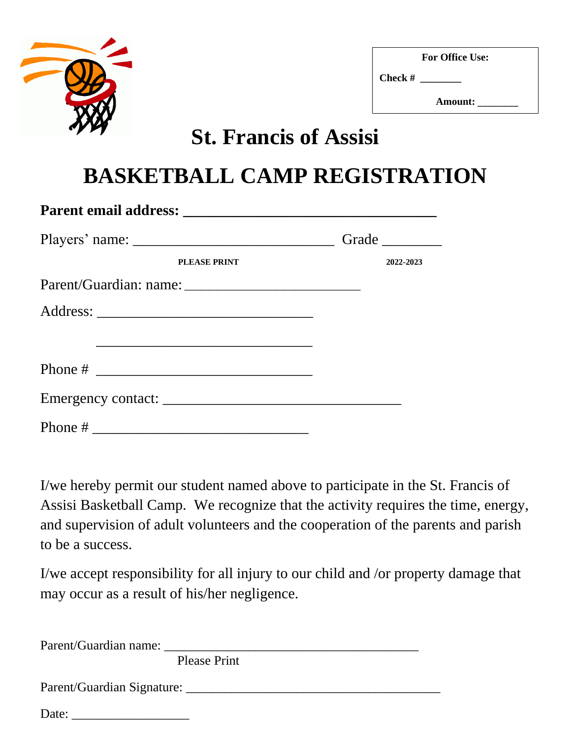**For Office Use:**

**Check #** ________

**Amount:** ________

# St. Francis of Assisi

# BASKETBALL CAMP REGISTRATION

**Parent email address: ___________________________________**

Players' name: ____________________________ Grade ________

PLEASE PRINT 2022-2023

Parent/Guardian: name: _________________________

Address: ______________________________

______________________________

Phone # ______________________________

Emergency contact: _________________________________

Phone # ______________________________

I/we hereby permit our student named above to participate in the St. Francis of Assisi Basketball Camp. We recognize that the activity requires the time, energy, and supervision of adult volunteers and the cooperation of the parents and parish to be a success.

I/we accept responsibility for all injury to our child and /or property damage that may occur as a result of his/her negligence.

Parent/Guardian name: ________________________________________

Please Print

Parent/Guardian Signature: ________________________________________

Date: __________________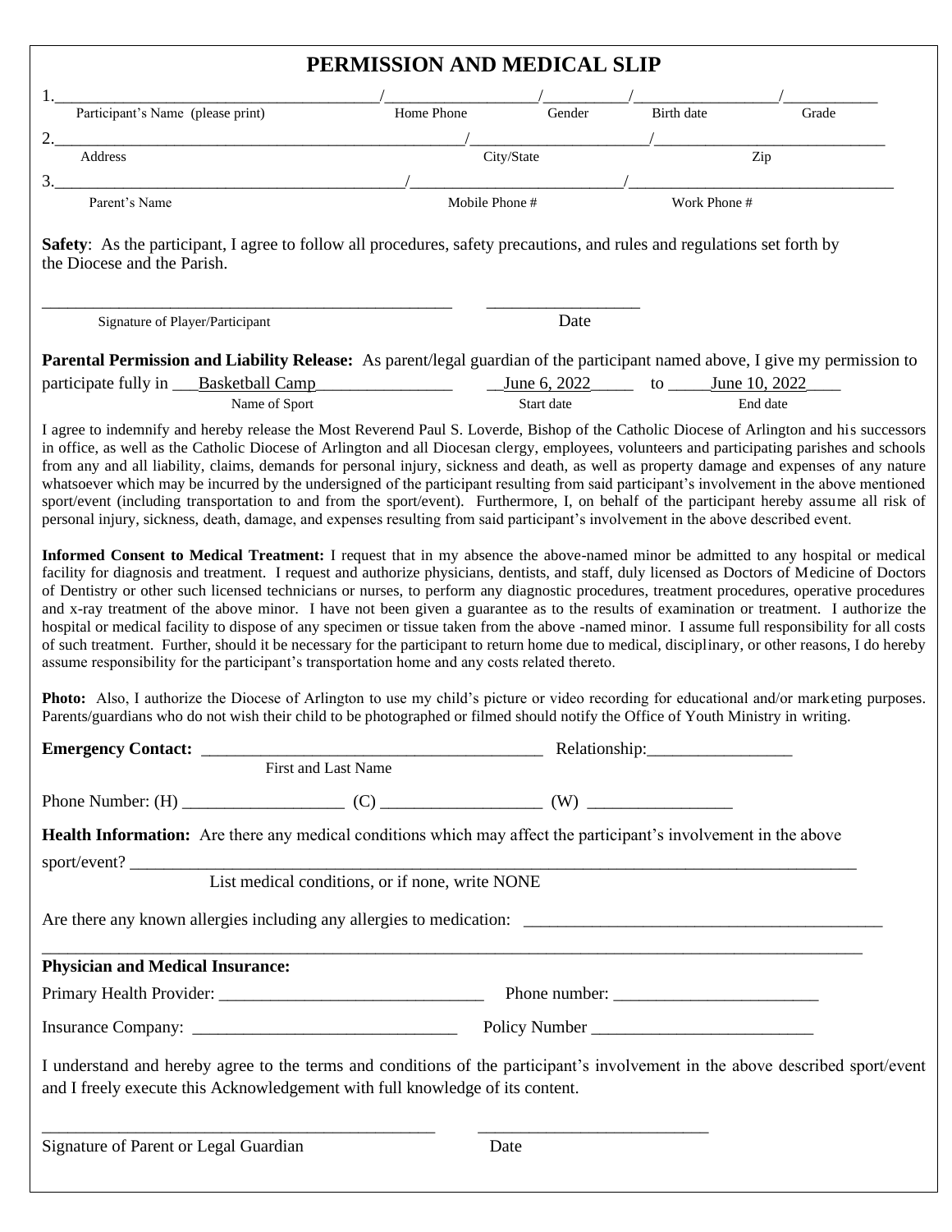# PERMISSION AND MEDICAL SLIP

1.________________________________________/__________________/__________/__________________/___________

Participant's Name (please print) / Home Phone / Gender / Birth date / Grade

2.__________________________________________________/______________________/____________________________

Address / City/State / Zip

3.__________________________________________/_________________________/________________________________

Parent's Name / Mobile Phone # / Work Phone #

**Safety**: As the participant, I agree to follow all procedures, safety precautions, and rules and regulations set forth by the Diocese and the Parish.

__________________________________________________ __________________

Signature of Player/Participant Date

**Parental Permission and Liability Release:** As parent/legal guardian of the participant named above, I give my permission to participate fully in ___Basketball Camp________________ __June 6, 2022_____ to _____June 10, 2022____

Name of Sport Start date End date

I agree to indemnify and hereby release the Most Reverend Paul S. Loverde, Bishop of the Catholic Diocese of Arlington and his successors in office, as well as the Catholic Diocese of Arlington and all Diocesan clergy, employees, volunteers and participating parishes and schools from any and all liability, claims, demands for personal injury, sickness and death, as well as property damage and expenses of any nature whatsoever which may be incurred by the undersigned of the participant resulting from said participant's involvement in the above mentioned sport/event (including transportation to and from the sport/event). Furthermore, I, on behalf of the participant hereby assume all risk of personal injury, sickness, death, damage, and expenses resulting from said participant's involvement in the above described event.

**Informed Consent to Medical Treatment:** I request that in my absence the above-named minor be admitted to any hospital or medical facility for diagnosis and treatment. I request and authorize physicians, dentists, and staff, duly licensed as Doctors of Medicine of Doctors of Dentistry or other such licensed technicians or nurses, to perform any diagnostic procedures, treatment procedures, operative procedures and x-ray treatment of the above minor. I have not been given a guarantee as to the results of examination or treatment. I authorize the hospital or medical facility to dispose of any specimen or tissue taken from the above -named minor. I assume full responsibility for all costs of such treatment. Further, should it be necessary for the participant to return home due to medical, disciplinary, or other reasons, I do hereby assume responsibility for the participant's transportation home and any costs related thereto.

**Photo:** Also, I authorize the Diocese of Arlington to use my child's picture or video recording for educational and/or marketing purposes. Parents/guardians who do not wish their child to be photographed or filmed should notify the Office of Youth Ministry in writing.

**Emergency Contact:** ________________________________________ Relationship:_________________

First and Last Name

Phone Number: (H) ___________________ (C) ___________________ (W) _________________

**Health Information:** Are there any medical conditions which may affect the participant's involvement in the above sport/event? ___________________________________________________________________________________________

List medical conditions, or if none, write NONE

Are there any known allergies including any allergies to medication: ___________________________________________

_____________________________________________________________________________________________________

**Physician and Medical Insurance:**

Primary Health Provider: _______________________________ Phone number: ________________________

Insurance Company: _______________________________ Policy Number __________________________

I understand and hereby agree to the terms and conditions of the participant's involvement in the above described sport/event and I freely execute this Acknowledgement with full knowledge of its content.

_______________________________________________ ___________________________

Signature of Parent or Legal Guardian Date